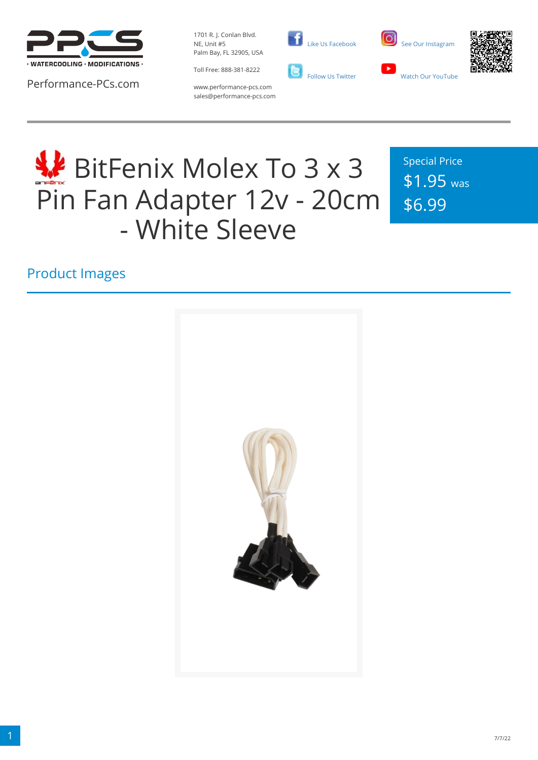· WATERCOOLING · MODIFICATIONS ·

Performance-PCs.com

1701 R. J. Conlan Blvd.
NE, Unit #5
Palm Bay, FL 32905, USA

Toll Free: 888-381-8222

www.performance-pcs.com
sales@performance-pcs.com

Like Us Facebook

Follow Us Twitter

See Our Instagram

Watch Our YouTube

# BitFenix Molex To 3 x 3 Pin Fan Adapter 12v - 20cm - White Sleeve

Special Price
$1.95 was
$6.99

## Product Images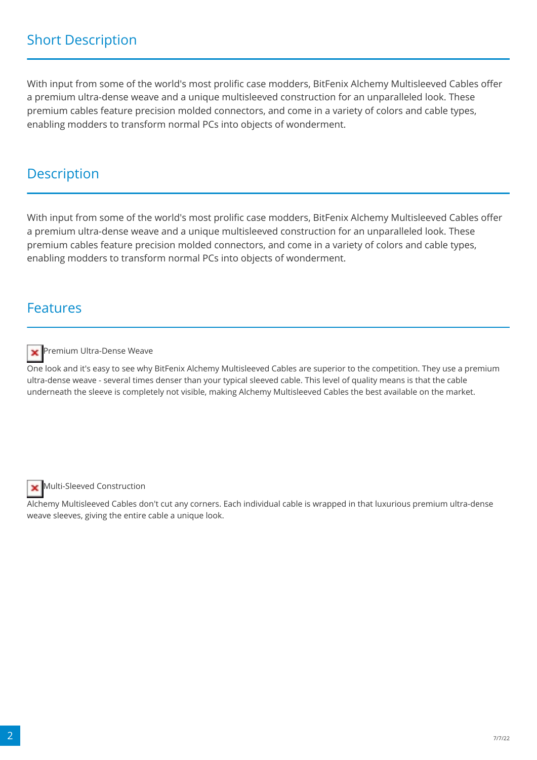## Short Description

With input from some of the world's most prolific case modders, BitFenix Alchemy Multisleeved Cables offer a premium ultra-dense weave and a unique multisleeved construction for an unparalleled look. These premium cables feature precision molded connectors, and come in a variety of colors and cable types, enabling modders to transform normal PCs into objects of wonderment.

## Description

With input from some of the world's most prolific case modders, BitFenix Alchemy Multisleeved Cables offer a premium ultra-dense weave and a unique multisleeved construction for an unparalleled look. These premium cables feature precision molded connectors, and come in a variety of colors and cable types, enabling modders to transform normal PCs into objects of wonderment.

## Features

Premium Ultra-Dense Weave

One look and it's easy to see why BitFenix Alchemy Multisleeved Cables are superior to the competition. They use a premium ultra-dense weave - several times denser than your typical sleeved cable. This level of quality means is that the cable underneath the sleeve is completely not visible, making Alchemy Multisleeved Cables the best available on the market.

Multi-Sleeved Construction

Alchemy Multisleeved Cables don't cut any corners. Each individual cable is wrapped in that luxurious premium ultra-dense weave sleeves, giving the entire cable a unique look.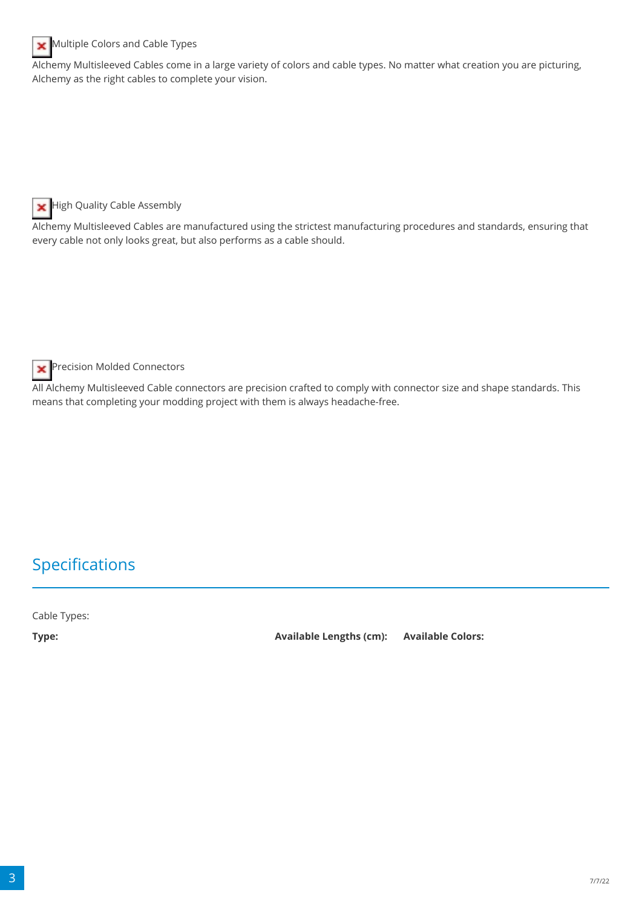Multiple Colors and Cable Types

Alchemy Multisleeved Cables come in a large variety of colors and cable types. No matter what creation you are picturing, Alchemy as the right cables to complete your vision.

High Quality Cable Assembly

Alchemy Multisleeved Cables are manufactured using the strictest manufacturing procedures and standards, ensuring that every cable not only looks great, but also performs as a cable should.

Precision Molded Connectors

All Alchemy Multisleeved Cable connectors are precision crafted to comply with connector size and shape standards. This means that completing your modding project with them is always headache-free.

## Specifications

Cable Types:

| Type: | Available Lengths (cm): | Available Colors: |
| --- | --- | --- |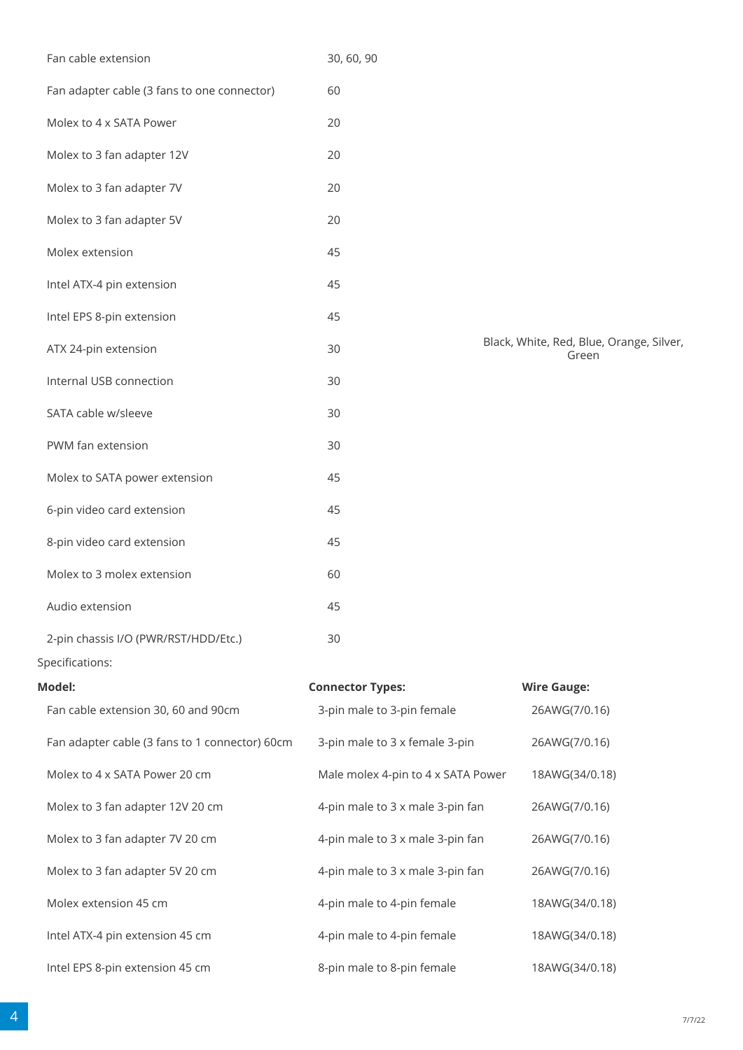| | | |
|---|---|---|
| Fan cable extension | 30, 60, 90 | |
| Fan adapter cable (3 fans to one connector) | 60 | |
| Molex to 4 x SATA Power | 20 | |
| Molex to 3 fan adapter 12V | 20 | |
| Molex to 3 fan adapter 7V | 20 | |
| Molex to 3 fan adapter 5V | 20 | |
| Molex extension | 45 | |
| Intel ATX-4 pin extension | 45 | |
| Intel EPS 8-pin extension | 45 | |
| ATX 24-pin extension | 30 | Black, White, Red, Blue, Orange, Silver, Green |
| Internal USB connection | 30 | |
| SATA cable w/sleeve | 30 | |
| PWM fan extension | 30 | |
| Molex to SATA power extension | 45 | |
| 6-pin video card extension | 45 | |
| 8-pin video card extension | 45 | |
| Molex to 3 molex extension | 60 | |
| Audio extension | 45 | |
| 2-pin chassis I/O (PWR/RST/HDD/Etc.) | 30 | |

Specifications:

| **Model:** | **Connector Types:** | **Wire Gauge:** |
|---|---|---|
| Fan cable extension 30, 60 and 90cm | 3-pin male to 3-pin female | 26AWG(7/0.16) |
| Fan adapter cable (3 fans to 1 connector) 60cm | 3-pin male to 3 x female 3-pin | 26AWG(7/0.16) |
| Molex to 4 x SATA Power 20 cm | Male molex 4-pin to 4 x SATA Power | 18AWG(34/0.18) |
| Molex to 3 fan adapter 12V 20 cm | 4-pin male to 3 x male 3-pin fan | 26AWG(7/0.16) |
| Molex to 3 fan adapter 7V 20 cm | 4-pin male to 3 x male 3-pin fan | 26AWG(7/0.16) |
| Molex to 3 fan adapter 5V 20 cm | 4-pin male to 3 x male 3-pin fan | 26AWG(7/0.16) |
| Molex extension 45 cm | 4-pin male to 4-pin female | 18AWG(34/0.18) |
| Intel ATX-4 pin extension 45 cm | 4-pin male to 4-pin female | 18AWG(34/0.18) |
| Intel EPS 8-pin extension 45 cm | 8-pin male to 8-pin female | 18AWG(34/0.18) |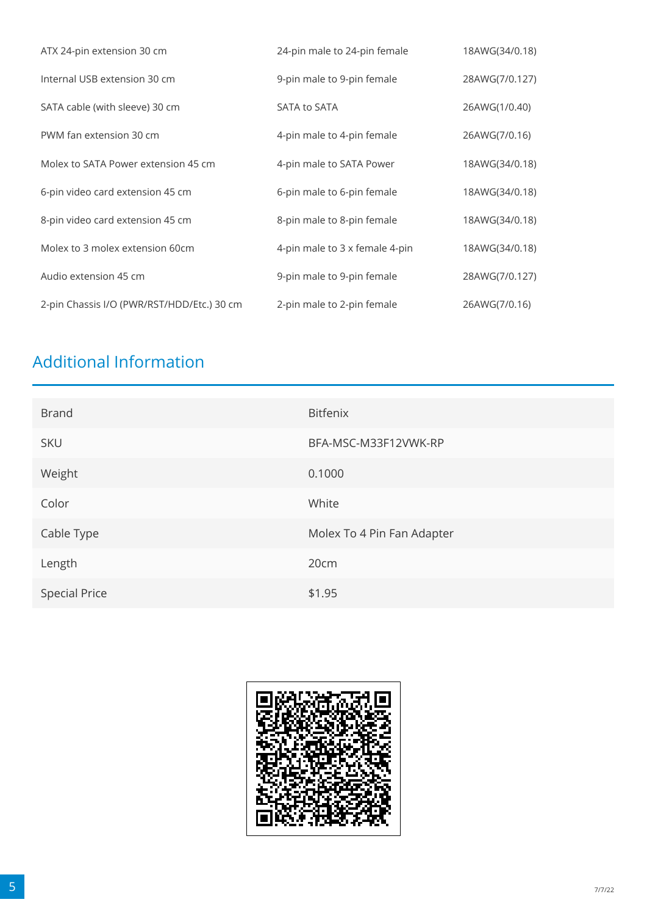| | | |
|---|---|---|
| ATX 24-pin extension 30 cm | 24-pin male to 24-pin female | 18AWG(34/0.18) |
| Internal USB extension 30 cm | 9-pin male to 9-pin female | 28AWG(7/0.127) |
| SATA cable (with sleeve) 30 cm | SATA to SATA | 26AWG(1/0.40) |
| PWM fan extension 30 cm | 4-pin male to 4-pin female | 26AWG(7/0.16) |
| Molex to SATA Power extension 45 cm | 4-pin male to SATA Power | 18AWG(34/0.18) |
| 6-pin video card extension 45 cm | 6-pin male to 6-pin female | 18AWG(34/0.18) |
| 8-pin video card extension 45 cm | 8-pin male to 8-pin female | 18AWG(34/0.18) |
| Molex to 3 molex extension 60cm | 4-pin male to 3 x female 4-pin | 18AWG(34/0.18) |
| Audio extension 45 cm | 9-pin male to 9-pin female | 28AWG(7/0.127) |
| 2-pin Chassis I/O (PWR/RST/HDD/Etc.) 30 cm | 2-pin male to 2-pin female | 26AWG(7/0.16) |

## Additional Information

| | |
|---|---|
| Brand | Bitfenix |
| SKU | BFA-MSC-M33F12VWK-RP |
| Weight | 0.1000 |
| Color | White |
| Cable Type | Molex To 4 Pin Fan Adapter |
| Length | 20cm |
| Special Price | $1.95 |

7/7/22